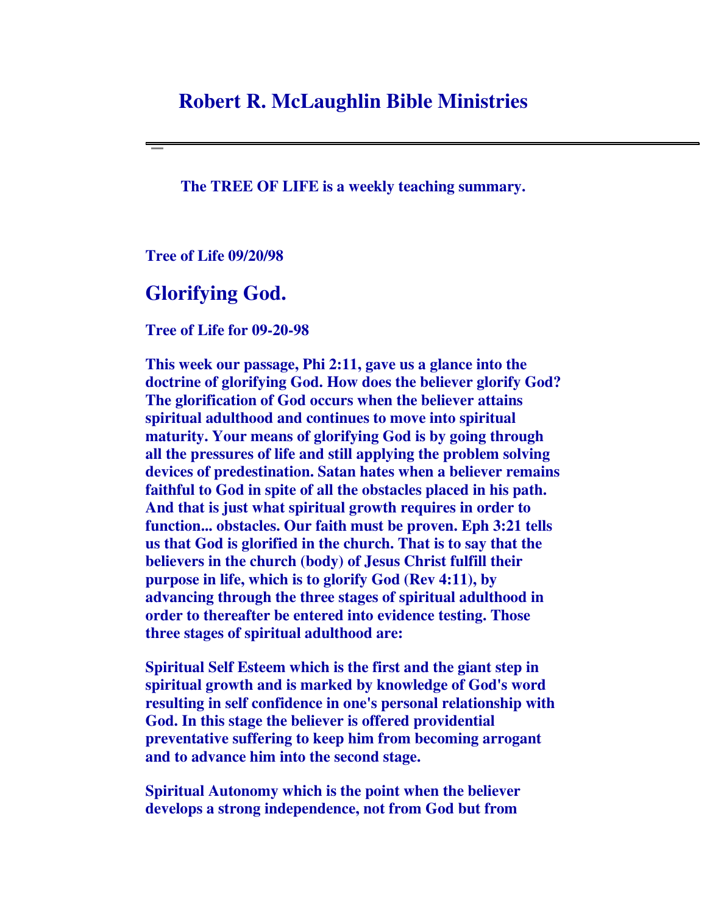# Robert R. McLaughlin Bible Ministries

---

**The TREE OF LIFE is a weekly teaching summary.**

**Tree of Life 09/20/98**

## Glorifying God.

**Tree of Life for 09-20-98**

**This week our passage, Phi 2:11, gave us a glance into the doctrine of glorifying God. How does the believer glorify God? The glorification of God occurs when the believer attains spiritual adulthood and continues to move into spiritual maturity. Your means of glorifying God is by going through all the pressures of life and still applying the problem solving devices of predestination. Satan hates when a believer remains faithful to God in spite of all the obstacles placed in his path. And that is just what spiritual growth requires in order to function... obstacles. Our faith must be proven. Eph 3:21 tells us that God is glorified in the church. That is to say that the believers in the church (body) of Jesus Christ fulfill their purpose in life, which is to glorify God (Rev 4:11), by advancing through the three stages of spiritual adulthood in order to thereafter be entered into evidence testing. Those three stages of spiritual adulthood are:**

**Spiritual Self Esteem which is the first and the giant step in spiritual growth and is marked by knowledge of God's word resulting in self confidence in one's personal relationship with God. In this stage the believer is offered providential preventative suffering to keep him from becoming arrogant and to advance him into the second stage.**

**Spiritual Autonomy which is the point when the believer develops a strong independence, not from God but from**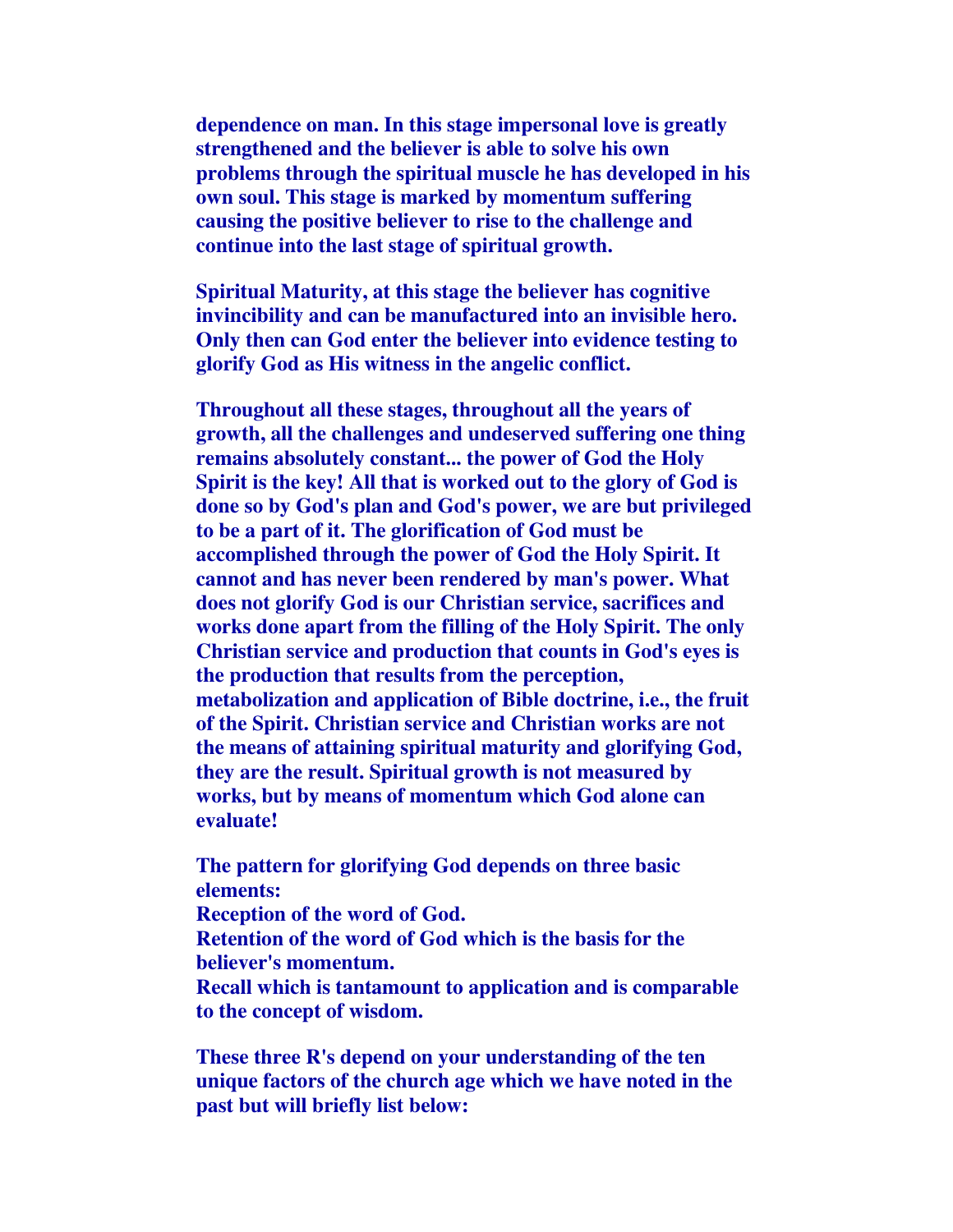dependence on man. In this stage impersonal love is greatly strengthened and the believer is able to solve his own problems through the spiritual muscle he has developed in his own soul. This stage is marked by momentum suffering causing the positive believer to rise to the challenge and continue into the last stage of spiritual growth.

Spiritual Maturity, at this stage the believer has cognitive invincibility and can be manufactured into an invisible hero. Only then can God enter the believer into evidence testing to glorify God as His witness in the angelic conflict.

Throughout all these stages, throughout all the years of growth, all the challenges and undeserved suffering one thing remains absolutely constant... the power of God the Holy Spirit is the key! All that is worked out to the glory of God is done so by God's plan and God's power, we are but privileged to be a part of it. The glorification of God must be accomplished through the power of God the Holy Spirit. It cannot and has never been rendered by man's power. What does not glorify God is our Christian service, sacrifices and works done apart from the filling of the Holy Spirit. The only Christian service and production that counts in God's eyes is the production that results from the perception, metabolization and application of Bible doctrine, i.e., the fruit of the Spirit. Christian service and Christian works are not the means of attaining spiritual maturity and glorifying God, they are the result. Spiritual growth is not measured by works, but by means of momentum which God alone can evaluate!

The pattern for glorifying God depends on three basic elements:
Reception of the word of God.
Retention of the word of God which is the basis for the believer's momentum.
Recall which is tantamount to application and is comparable to the concept of wisdom.

These three R's depend on your understanding of the ten unique factors of the church age which we have noted in the past but will briefly list below: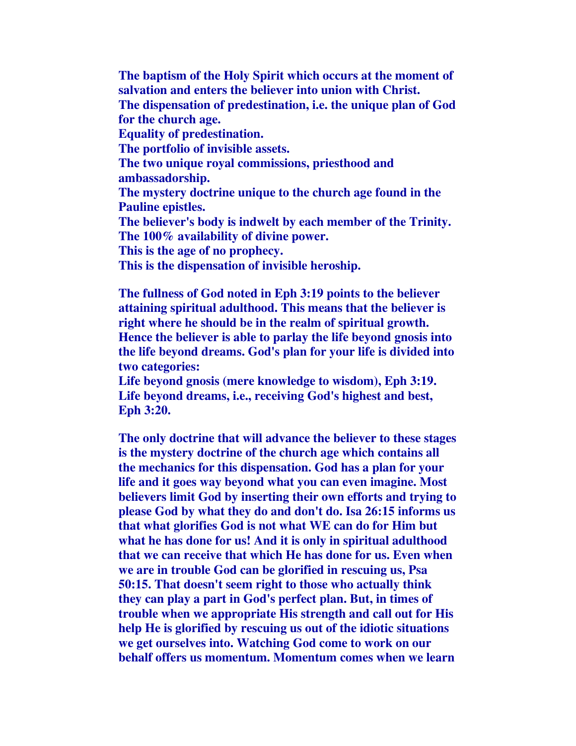**The baptism of the Holy Spirit which occurs at the moment of salvation and enters the believer into union with Christ.**
**The dispensation of predestination, i.e. the unique plan of God for the church age.**
**Equality of predestination.**
**The portfolio of invisible assets.**
**The two unique royal commissions, priesthood and ambassadorship.**
**The mystery doctrine unique to the church age found in the Pauline epistles.**
**The believer's body is indwelt by each member of the Trinity.**
**The 100% availability of divine power.**
**This is the age of no prophecy.**
**This is the dispensation of invisible heroship.**

**The fullness of God noted in Eph 3:19 points to the believer attaining spiritual adulthood. This means that the believer is right where he should be in the realm of spiritual growth. Hence the believer is able to parlay the life beyond gnosis into the life beyond dreams. God's plan for your life is divided into two categories:**
**Life beyond gnosis (mere knowledge to wisdom), Eph 3:19.**
**Life beyond dreams, i.e., receiving God's highest and best, Eph 3:20.**

**The only doctrine that will advance the believer to these stages is the mystery doctrine of the church age which contains all the mechanics for this dispensation. God has a plan for your life and it goes way beyond what you can even imagine. Most believers limit God by inserting their own efforts and trying to please God by what they do and don't do. Isa 26:15 informs us that what glorifies God is not what WE can do for Him but what he has done for us! And it is only in spiritual adulthood that we can receive that which He has done for us. Even when we are in trouble God can be glorified in rescuing us, Psa 50:15. That doesn't seem right to those who actually think they can play a part in God's perfect plan. But, in times of trouble when we appropriate His strength and call out for His help He is glorified by rescuing us out of the idiotic situations we get ourselves into. Watching God come to work on our behalf offers us momentum. Momentum comes when we learn**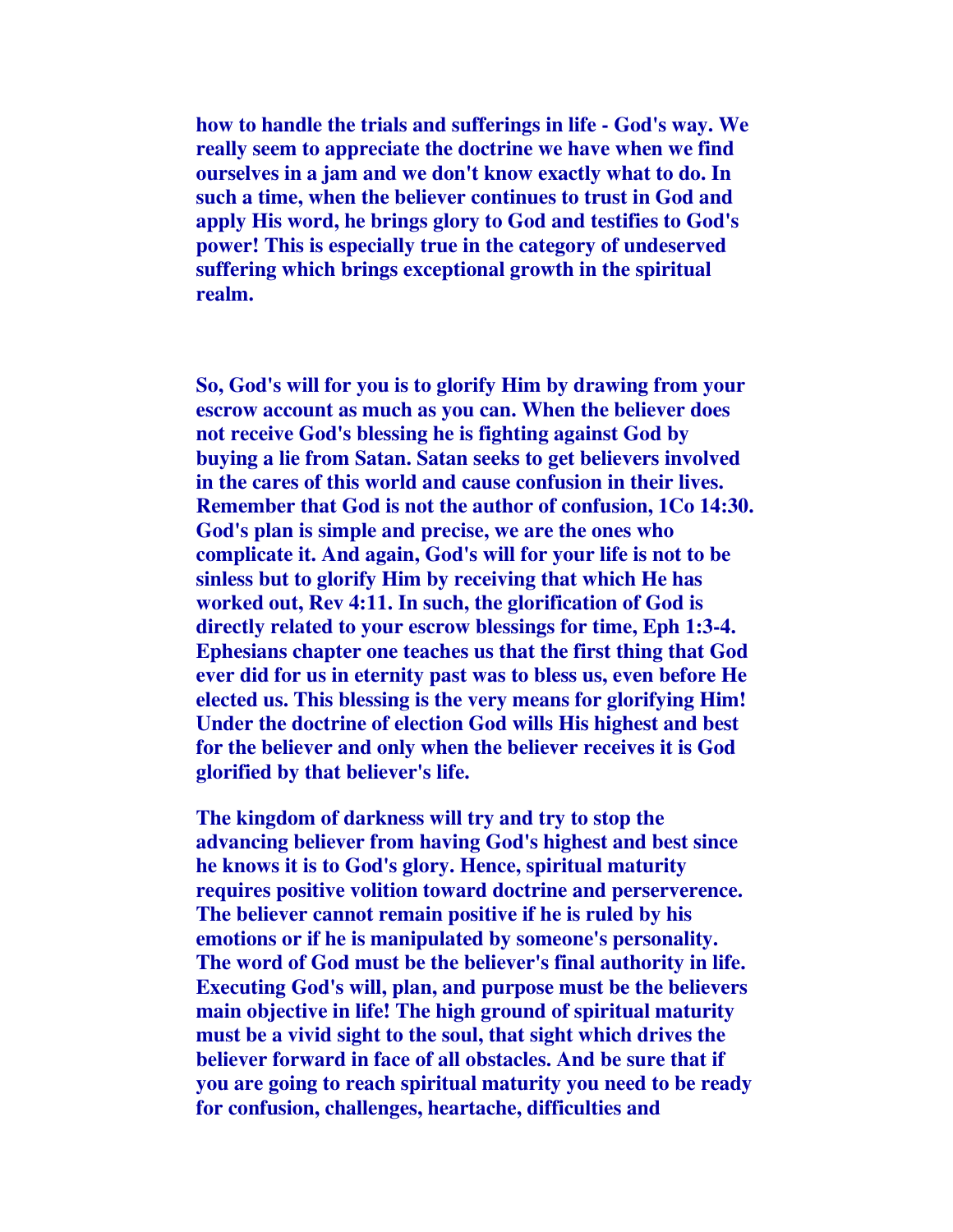how to handle the trials and sufferings in life - God's way. We really seem to appreciate the doctrine we have when we find ourselves in a jam and we don't know exactly what to do. In such a time, when the believer continues to trust in God and apply His word, he brings glory to God and testifies to God's power! This is especially true in the category of undeserved suffering which brings exceptional growth in the spiritual realm.

So, God's will for you is to glorify Him by drawing from your escrow account as much as you can. When the believer does not receive God's blessing he is fighting against God by buying a lie from Satan. Satan seeks to get believers involved in the cares of this world and cause confusion in their lives. Remember that God is not the author of confusion, 1Co 14:30. God's plan is simple and precise, we are the ones who complicate it. And again, God's will for your life is not to be sinless but to glorify Him by receiving that which He has worked out, Rev 4:11. In such, the glorification of God is directly related to your escrow blessings for time, Eph 1:3-4. Ephesians chapter one teaches us that the first thing that God ever did for us in eternity past was to bless us, even before He elected us. This blessing is the very means for glorifying Him! Under the doctrine of election God wills His highest and best for the believer and only when the believer receives it is God glorified by that believer's life.

The kingdom of darkness will try and try to stop the advancing believer from having God's highest and best since he knows it is to God's glory. Hence, spiritual maturity requires positive volition toward doctrine and perserverence. The believer cannot remain positive if he is ruled by his emotions or if he is manipulated by someone's personality. The word of God must be the believer's final authority in life. Executing God's will, plan, and purpose must be the believers main objective in life! The high ground of spiritual maturity must be a vivid sight to the soul, that sight which drives the believer forward in face of all obstacles. And be sure that if you are going to reach spiritual maturity you need to be ready for confusion, challenges, heartache, difficulties and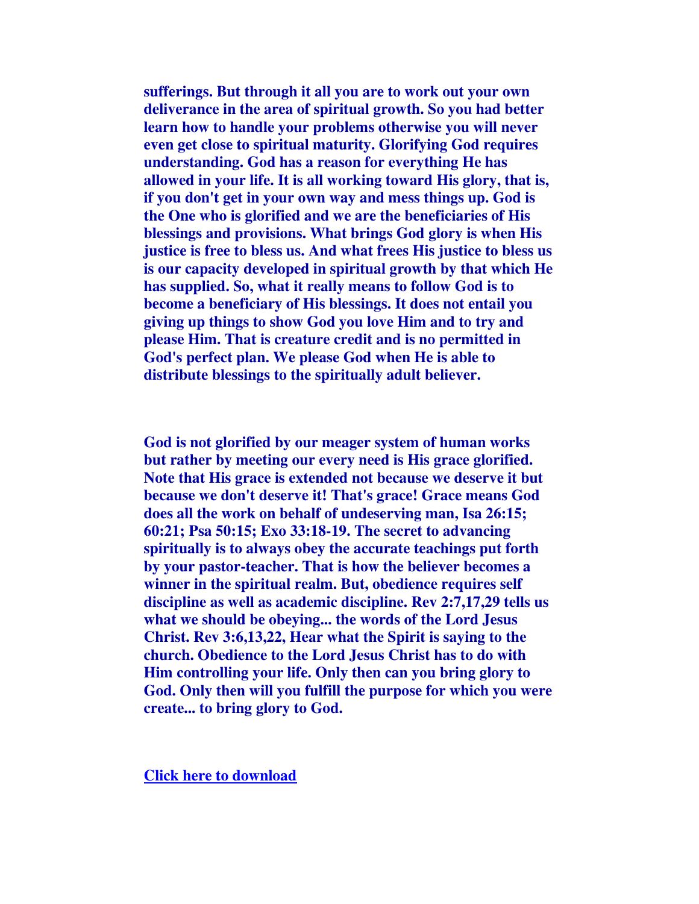**sufferings. But through it all you are to work out your own deliverance in the area of spiritual growth. So you had better learn how to handle your problems otherwise you will never even get close to spiritual maturity. Glorifying God requires understanding. God has a reason for everything He has allowed in your life. It is all working toward His glory, that is, if you don't get in your own way and mess things up. God is the One who is glorified and we are the beneficiaries of His blessings and provisions. What brings God glory is when His justice is free to bless us. And what frees His justice to bless us is our capacity developed in spiritual growth by that which He has supplied. So, what it really means to follow God is to become a beneficiary of His blessings. It does not entail you giving up things to show God you love Him and to try and please Him. That is creature credit and is no permitted in God's perfect plan. We please God when He is able to distribute blessings to the spiritually adult believer.**

**God is not glorified by our meager system of human works but rather by meeting our every need is His grace glorified. Note that His grace is extended not because we deserve it but because we don't deserve it! That's grace! Grace means God does all the work on behalf of undeserving man, Isa 26:15; 60:21; Psa 50:15; Exo 33:18-19. The secret to advancing spiritually is to always obey the accurate teachings put forth by your pastor-teacher. That is how the believer becomes a winner in the spiritual realm. But, obedience requires self discipline as well as academic discipline. Rev 2:7,17,29 tells us what we should be obeying... the words of the Lord Jesus Christ. Rev 3:6,13,22, Hear what the Spirit is saying to the church. Obedience to the Lord Jesus Christ has to do with Him controlling your life. Only then can you bring glory to God. Only then will you fulfill the purpose for which you were create... to bring glory to God.**

**Click here to download**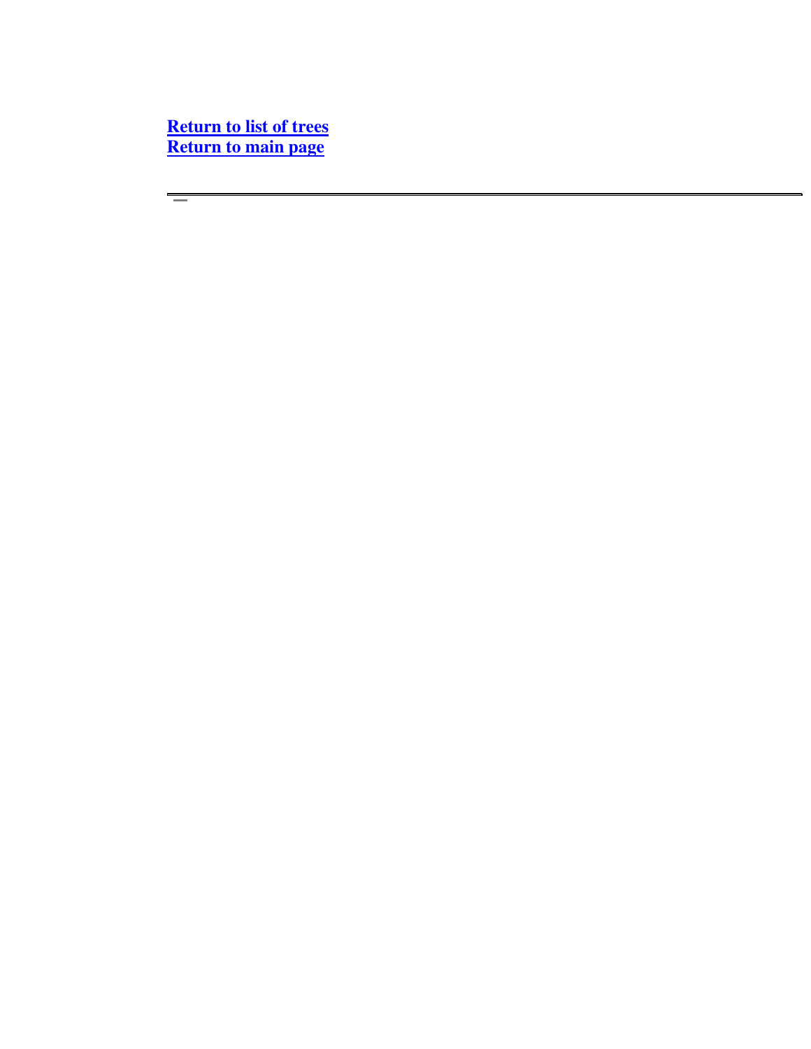[Return to list of trees](#)
[Return to main page](#)

---